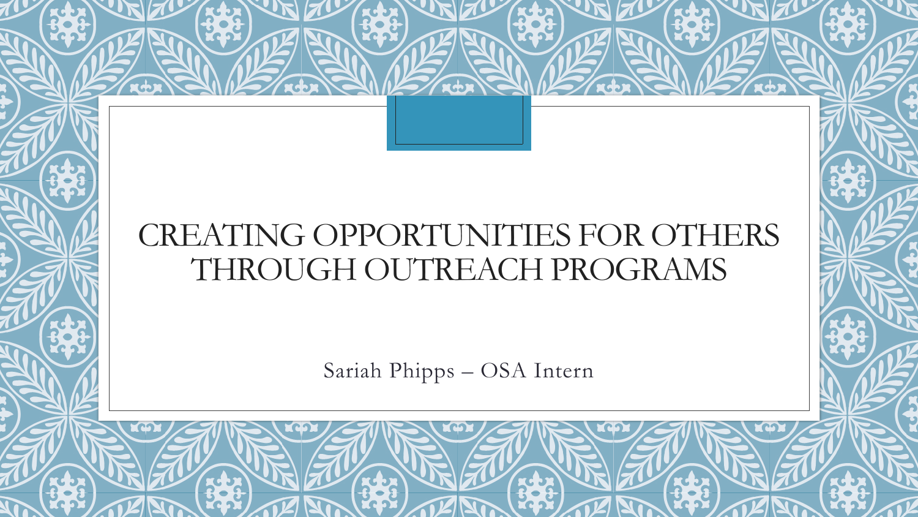# CREATING OPPORTUNITIES FOR OTHERS THROUGH OUTREACH PROGRAMS

Sariah Phipps – OSA Intern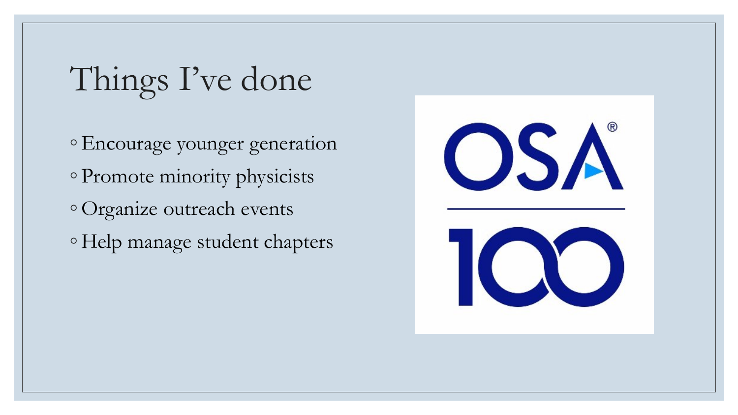# Things I've done

- Encourage younger generation
- Promote minority physicists
- Organize outreach events
- Help manage student chapters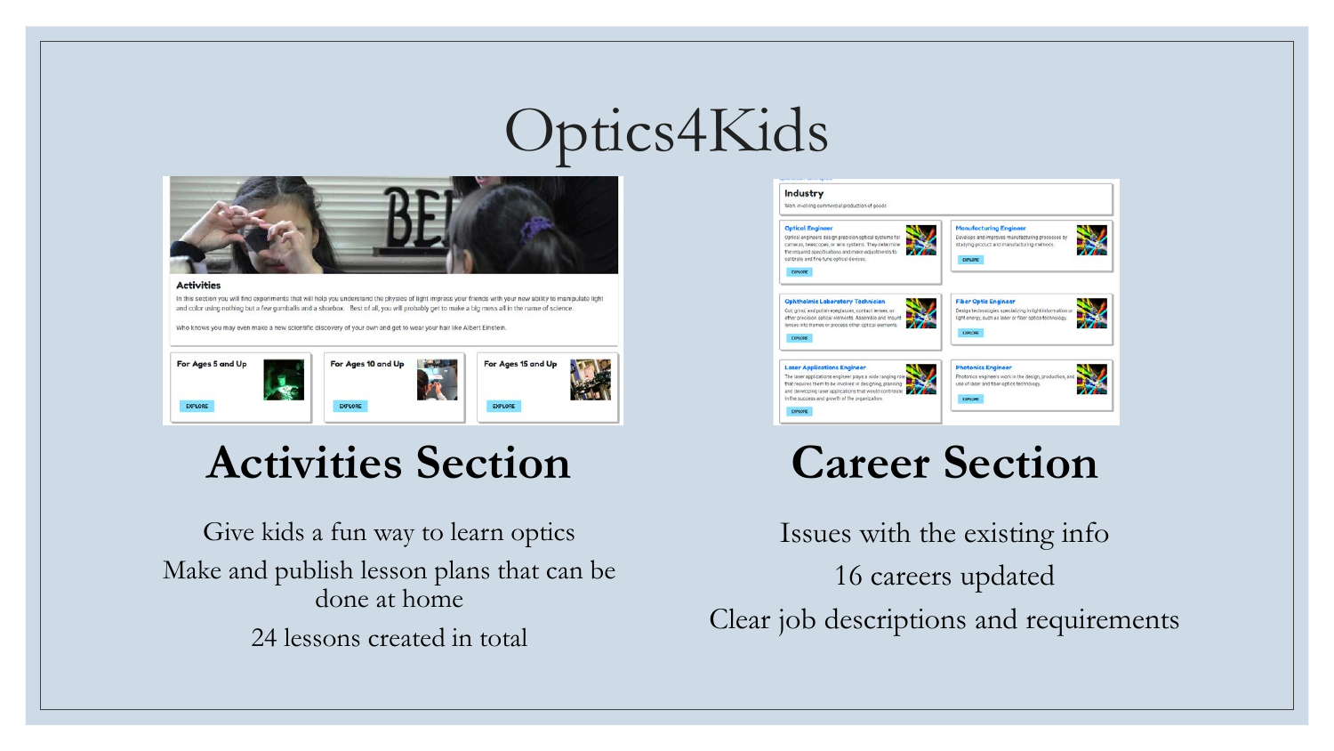# Optics4Kids

## Activities Section

Give kids a fun way to learn optics

Make and publish lesson plans that can be done at home

24 lessons created in total

## Career Section

Issues with the existing info

16 careers updated

Clear job descriptions and requirements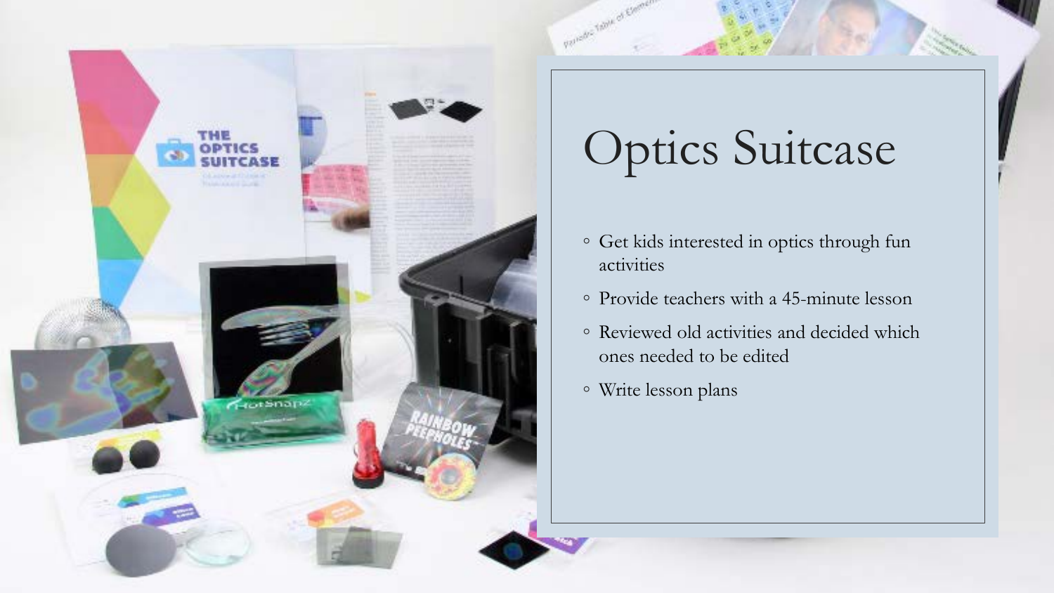# Optics Suitcase

- Get kids interested in optics through fun activities
- Provide teachers with a 45-minute lesson
- Reviewed old activities and decided which ones needed to be edited
- Write lesson plans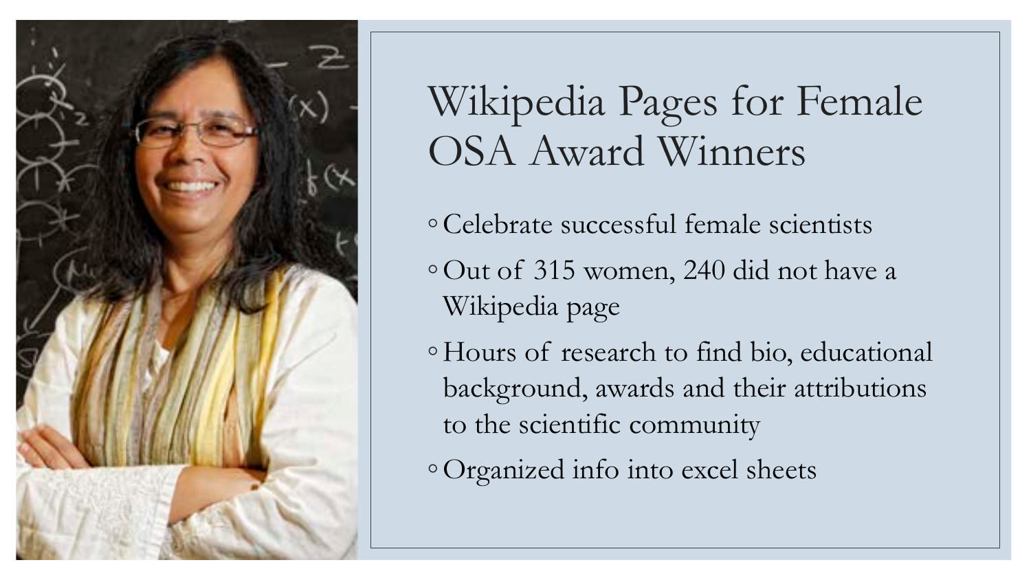# Wikipedia Pages for Female OSA Award Winners

- Celebrate successful female scientists
- Out of 315 women, 240 did not have a Wikipedia page
- Hours of research to find bio, educational background, awards and their attributions to the scientific community
- Organized info into excel sheets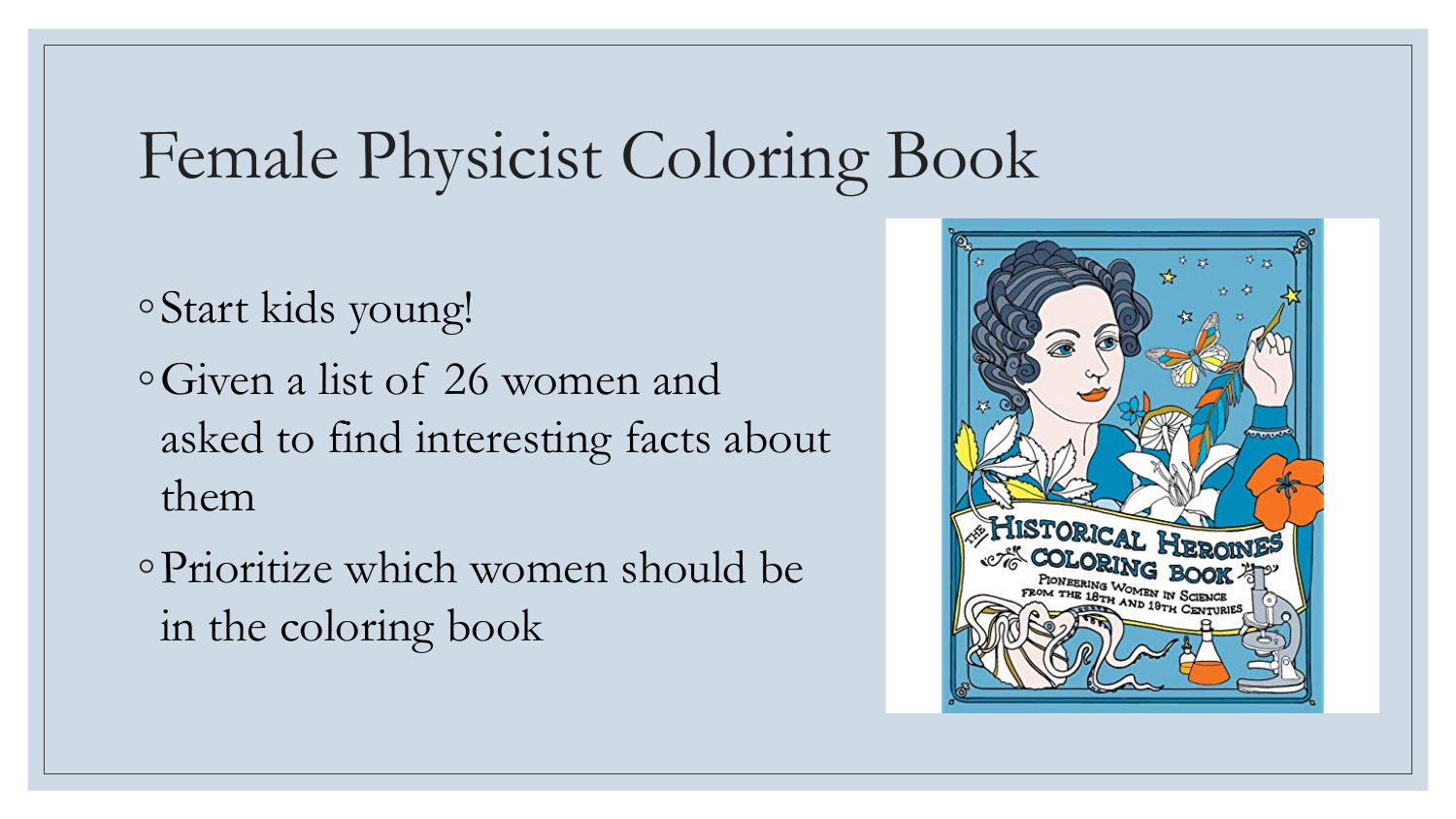# Female Physicist Coloring Book

- Start kids young!
- Given a list of 26 women and asked to find interesting facts about them
- Prioritize which women should be in the coloring book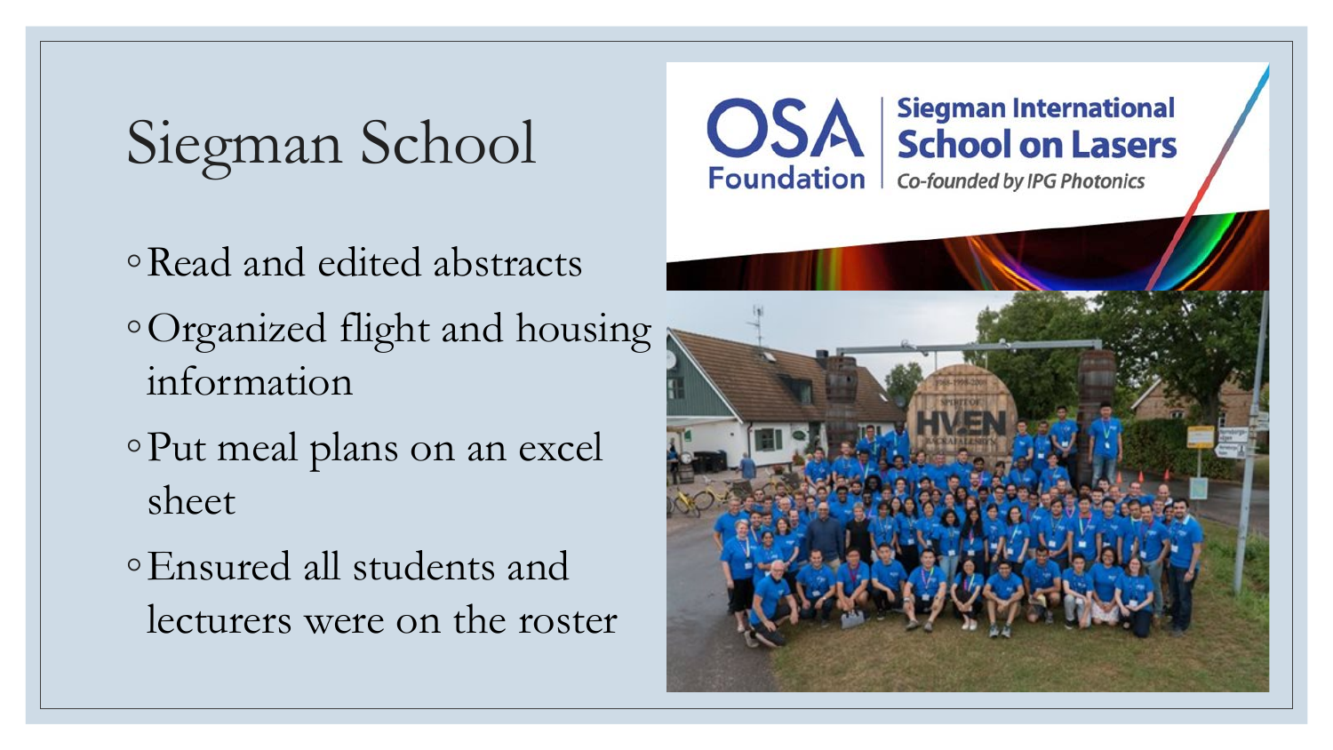# Siegman School

- Read and edited abstracts
- Organized flight and housing information
- Put meal plans on an excel sheet
- Ensured all students and lecturers were on the roster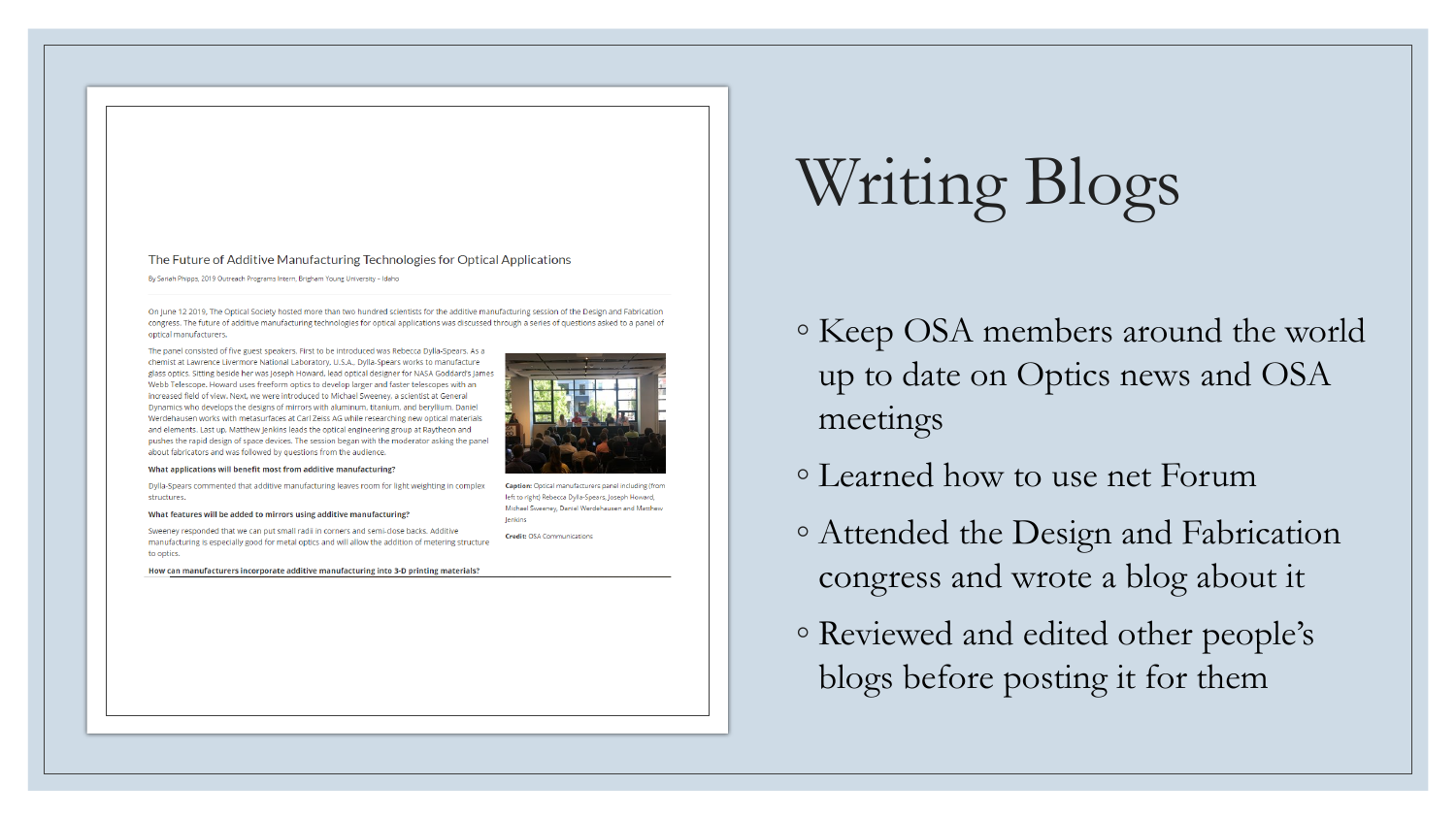The Future of Additive Manufacturing Technologies for Optical Applications

By Sariah Phipps, 2019 Outreach Programs Intern, Brigham Young University - Idaho

On June 12 2019, The Optical Society hosted more than two hundred scientists for the additive manufacturing session of the Design and Fabrication congress. The future of additive manufacturing technologies for optical applications was discussed through a series of questions asked to a panel of optical manufacturers.

The panel consisted of five guest speakers. First to be introduced was Rebecca Dylla-Spears. As a chemist at Lawrence Livermore National Laboratory, U.S.A., Dylla-Spears works to manufacture glass optics. Sitting beside her was Joseph Howard, lead optical designer for NASA Goddard's James Webb Telescope. Howard uses freeform optics to develop larger and faster telescopes with an increased field of view. Next, we were introduced to Michael Sweeney, a scientist at General Dynamics who develops the designs of mirrors with aluminum, titanium, and beryllium. Daniel Werdehausen works with metasurfaces at Carl Zeiss AG while researching new optical materials and elements. Last up, Matthew Jenkins leads the optical engineering group at Raytheon and pushes the rapid design of space devices. The session began with the moderator asking the panel about fabricators and was followed by questions from the audience.

Caption: Optical manufacturers panel including (from left to right) Rebecca Dylla-Spears, Joseph Howard, Michael Sweeney, Daniel Werdehausen and Matthew Jenkins

Credit: OSA Communications

**What applications will benefit most from additive manufacturing?**

Dylla-Spears commented that additive manufacturing leaves room for light weighting in complex structures.

**What features will be added to mirrors using additive manufacturing?**

Sweeney responded that we can put small radii in corners and semi-close backs. Additive manufacturing is especially good for metal optics and will allow the addition of metering structure to optics.

**How can manufacturers incorporate additive manufacturing into 3-D printing materials?**

# Writing Blogs

- Keep OSA members around the world up to date on Optics news and OSA meetings
- Learned how to use net Forum
- Attended the Design and Fabrication congress and wrote a blog about it
- Reviewed and edited other people's blogs before posting it for them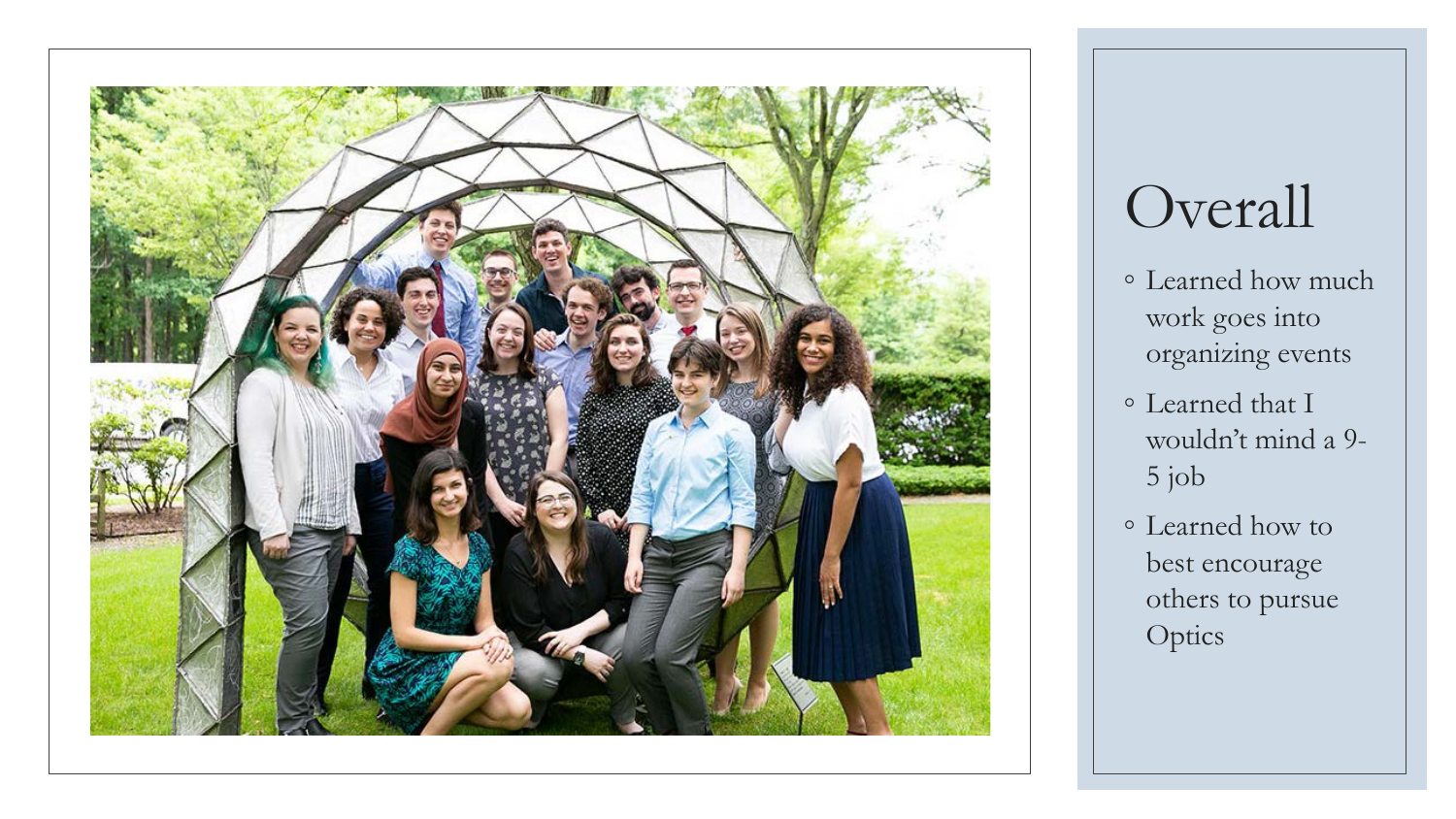# Overall

- Learned how much work goes into organizing events
- Learned that I wouldn't mind a 9-5 job
- Learned how to best encourage others to pursue Optics